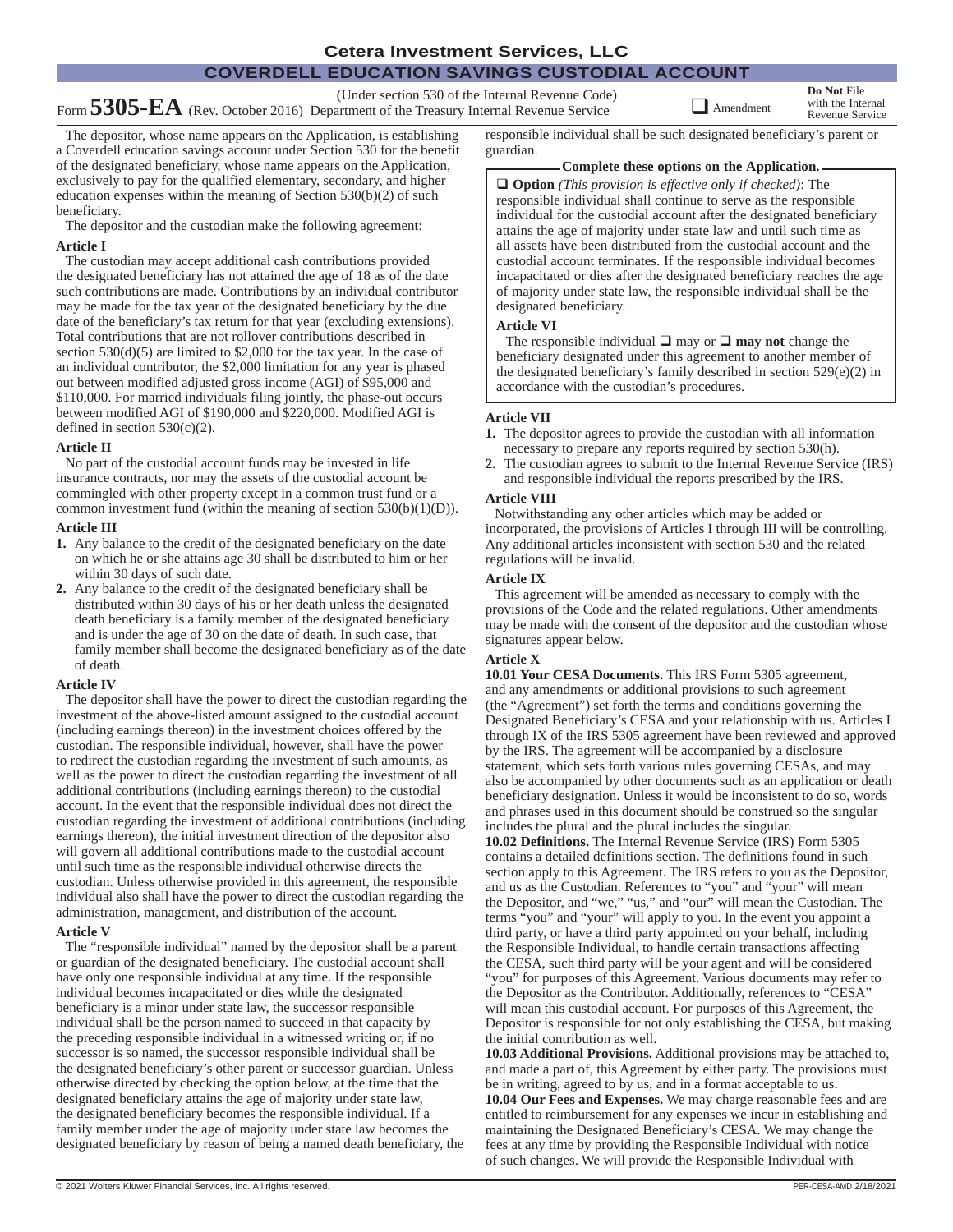# Cetera Investment Services, LLC

## COVERDELL EDUCATION SAVINGS CUSTODIAL ACCOUNT

Form **5305-EA** (Rev. October 2016) (Under section 530 of the Internal Revenue Code) Department of the Treasury Internal Revenue Service ❑ Amendment **Do Not** File with the Internal Revenue Service

The depositor, whose name appears on the Application, is establishing a Coverdell education savings account under Section 530 for the benefit of the designated beneficiary, whose name appears on the Application, exclusively to pay for the qualified elementary, secondary, and higher education expenses within the meaning of Section 530(b)(2) of such beneficiary.

The depositor and the custodian make the following agreement:

**Article I**

The custodian may accept additional cash contributions provided the designated beneficiary has not attained the age of 18 as of the date such contributions are made. Contributions by an individual contributor may be made for the tax year of the designated beneficiary by the due date of the beneficiary's tax return for that year (excluding extensions). Total contributions that are not rollover contributions described in section 530(d)(5) are limited to $2,000 for the tax year. In the case of an individual contributor, the $2,000 limitation for any year is phased out between modified adjusted gross income (AGI) of $95,000 and $110,000. For married individuals filing jointly, the phase-out occurs between modified AGI of $190,000 and $220,000. Modified AGI is defined in section 530(c)(2).

**Article II**

No part of the custodial account funds may be invested in life insurance contracts, nor may the assets of the custodial account be commingled with other property except in a common trust fund or a common investment fund (within the meaning of section 530(b)(1)(D)).

**Article III**

1. Any balance to the credit of the designated beneficiary on the date on which he or she attains age 30 shall be distributed to him or her within 30 days of such date.
2. Any balance to the credit of the designated beneficiary shall be distributed within 30 days of his or her death unless the designated death beneficiary is a family member of the designated beneficiary and is under the age of 30 on the date of death. In such case, that family member shall become the designated beneficiary as of the date of death.

**Article IV**

The depositor shall have the power to direct the custodian regarding the investment of the above-listed amount assigned to the custodial account (including earnings thereon) in the investment choices offered by the custodian. The responsible individual, however, shall have the power to redirect the custodian regarding the investment of such amounts, as well as the power to direct the custodian regarding the investment of all additional contributions (including earnings thereon) to the custodial account. In the event that the responsible individual does not direct the custodian regarding the investment of additional contributions (including earnings thereon), the initial investment direction of the depositor also will govern all additional contributions made to the custodial account until such time as the responsible individual otherwise directs the custodian. Unless otherwise provided in this agreement, the responsible individual also shall have the power to direct the custodian regarding the administration, management, and distribution of the account.

**Article V**

The "responsible individual" named by the depositor shall be a parent or guardian of the designated beneficiary. The custodial account shall have only one responsible individual at any time. If the responsible individual becomes incapacitated or dies while the designated beneficiary is a minor under state law, the successor responsible individual shall be the person named to succeed in that capacity by the preceding responsible individual in a witnessed writing or, if no successor is so named, the successor responsible individual shall be the designated beneficiary's other parent or successor guardian. Unless otherwise directed by checking the option below, at the time that the designated beneficiary attains the age of majority under state law, the designated beneficiary becomes the responsible individual. If a family member under the age of majority under state law becomes the designated beneficiary by reason of being a named death beneficiary, the responsible individual shall be such designated beneficiary's parent or guardian.

**Complete these options on the Application.**

❑ **Option** *(This provision is effective only if checked)*: The responsible individual shall continue to serve as the responsible individual for the custodial account after the designated beneficiary attains the age of majority under state law and until such time as all assets have been distributed from the custodial account and the custodial account terminates. If the responsible individual becomes incapacitated or dies after the designated beneficiary reaches the age of majority under state law, the responsible individual shall be the designated beneficiary.

**Article VI**

The responsible individual ❑ may or ❑ **may not** change the beneficiary designated under this agreement to another member of the designated beneficiary's family described in section 529(e)(2) in accordance with the custodian's procedures.

**Article VII**

1. The depositor agrees to provide the custodian with all information necessary to prepare any reports required by section 530(h).
2. The custodian agrees to submit to the Internal Revenue Service (IRS) and responsible individual the reports prescribed by the IRS.

**Article VIII**

Notwithstanding any other articles which may be added or incorporated, the provisions of Articles I through III will be controlling. Any additional articles inconsistent with section 530 and the related regulations will be invalid.

**Article IX**

This agreement will be amended as necessary to comply with the provisions of the Code and the related regulations. Other amendments may be made with the consent of the depositor and the custodian whose signatures appear below.

**Article X**

**10.01 Your CESA Documents.** This IRS Form 5305 agreement, and any amendments or additional provisions to such agreement (the "Agreement") set forth the terms and conditions governing the Designated Beneficiary's CESA and your relationship with us. Articles I through IX of the IRS 5305 agreement have been reviewed and approved by the IRS. The agreement will be accompanied by a disclosure statement, which sets forth various rules governing CESAs, and may also be accompanied by other documents such as an application or death beneficiary designation. Unless it would be inconsistent to do so, words and phrases used in this document should be construed so the singular includes the plural and the plural includes the singular.

**10.02 Definitions.** The Internal Revenue Service (IRS) Form 5305 contains a detailed definitions section. The definitions found in such section apply to this Agreement. The IRS refers to you as the Depositor, and us as the Custodian. References to "you" and "your" will mean the Depositor, and "we," "us," and "our" will mean the Custodian. The terms "you" and "your" will apply to you. In the event you appoint a third party, or have a third party appointed on your behalf, including the Responsible Individual, to handle certain transactions affecting the CESA, such third party will be your agent and will be considered "you" for purposes of this Agreement. Various documents may refer to the Depositor as the Contributor. Additionally, references to "CESA" will mean this custodial account. For purposes of this Agreement, the Depositor is responsible for not only establishing the CESA, but making the initial contribution as well.

**10.03 Additional Provisions.** Additional provisions may be attached to, and made a part of, this Agreement by either party. The provisions must be in writing, agreed to by us, and in a format acceptable to us.

**10.04 Our Fees and Expenses.** We may charge reasonable fees and are entitled to reimbursement for any expenses we incur in establishing and maintaining the Designated Beneficiary's CESA. We may change the fees at any time by providing the Responsible Individual with notice of such changes. We will provide the Responsible Individual with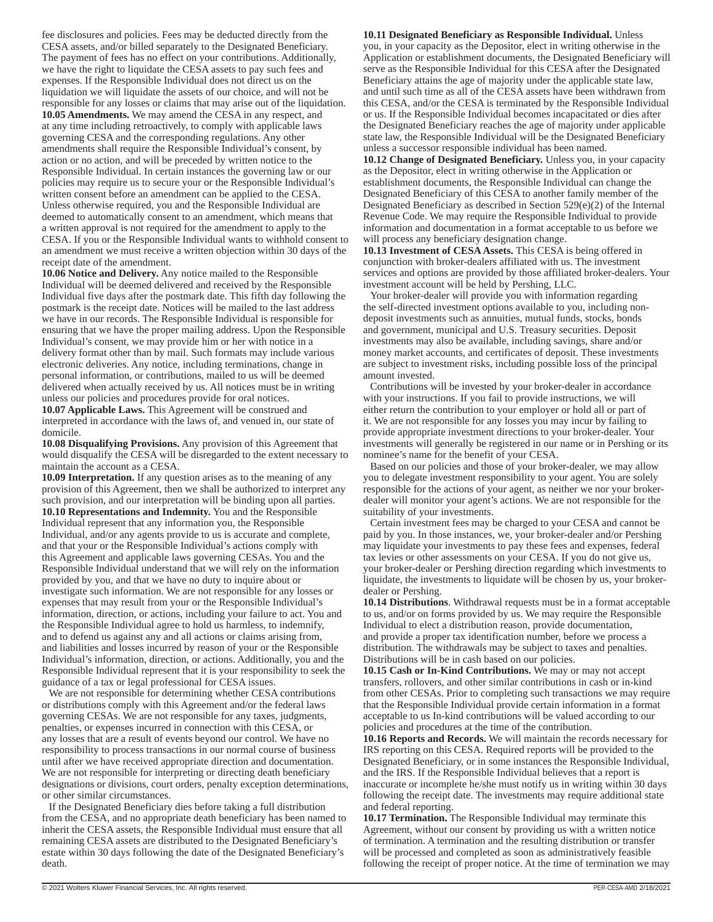fee disclosures and policies. Fees may be deducted directly from the CESA assets, and/or billed separately to the Designated Beneficiary. The payment of fees has no effect on your contributions. Additionally, we have the right to liquidate the CESA assets to pay such fees and expenses. If the Responsible Individual does not direct us on the liquidation we will liquidate the assets of our choice, and will not be responsible for any losses or claims that may arise out of the liquidation.

**10.05 Amendments.** We may amend the CESA in any respect, and at any time including retroactively, to comply with applicable laws governing CESA and the corresponding regulations. Any other amendments shall require the Responsible Individual's consent, by action or no action, and will be preceded by written notice to the Responsible Individual. In certain instances the governing law or our policies may require us to secure your or the Responsible Individual's written consent before an amendment can be applied to the CESA. Unless otherwise required, you and the Responsible Individual are deemed to automatically consent to an amendment, which means that a written approval is not required for the amendment to apply to the CESA. If you or the Responsible Individual wants to withhold consent to an amendment we must receive a written objection within 30 days of the receipt date of the amendment.

**10.06 Notice and Delivery.** Any notice mailed to the Responsible Individual will be deemed delivered and received by the Responsible Individual five days after the postmark date. This fifth day following the postmark is the receipt date. Notices will be mailed to the last address we have in our records. The Responsible Individual is responsible for ensuring that we have the proper mailing address. Upon the Responsible Individual's consent, we may provide him or her with notice in a delivery format other than by mail. Such formats may include various electronic deliveries. Any notice, including terminations, change in personal information, or contributions, mailed to us will be deemed delivered when actually received by us. All notices must be in writing unless our policies and procedures provide for oral notices.

**10.07 Applicable Laws.** This Agreement will be construed and interpreted in accordance with the laws of, and venued in, our state of domicile.

**10.08 Disqualifying Provisions.** Any provision of this Agreement that would disqualify the CESA will be disregarded to the extent necessary to maintain the account as a CESA.

**10.09 Interpretation.** If any question arises as to the meaning of any provision of this Agreement, then we shall be authorized to interpret any such provision, and our interpretation will be binding upon all parties.

**10.10 Representations and Indemnity.** You and the Responsible Individual represent that any information you, the Responsible Individual, and/or any agents provide to us is accurate and complete, and that your or the Responsible Individual's actions comply with this Agreement and applicable laws governing CESAs. You and the Responsible Individual understand that we will rely on the information provided by you, and that we have no duty to inquire about or investigate such information. We are not responsible for any losses or expenses that may result from your or the Responsible Individual's information, direction, or actions, including your failure to act. You and the Responsible Individual agree to hold us harmless, to indemnify, and to defend us against any and all actions or claims arising from, and liabilities and losses incurred by reason of your or the Responsible Individual's information, direction, or actions. Additionally, you and the Responsible Individual represent that it is your responsibility to seek the guidance of a tax or legal professional for CESA issues.

We are not responsible for determining whether CESA contributions or distributions comply with this Agreement and/or the federal laws governing CESAs. We are not responsible for any taxes, judgments, penalties, or expenses incurred in connection with this CESA, or any losses that are a result of events beyond our control. We have no responsibility to process transactions in our normal course of business until after we have received appropriate direction and documentation. We are not responsible for interpreting or directing death beneficiary designations or divisions, court orders, penalty exception determinations, or other similar circumstances.

If the Designated Beneficiary dies before taking a full distribution from the CESA, and no appropriate death beneficiary has been named to inherit the CESA assets, the Responsible Individual must ensure that all remaining CESA assets are distributed to the Designated Beneficiary's estate within 30 days following the date of the Designated Beneficiary's death.

**10.11 Designated Beneficiary as Responsible Individual.** Unless you, in your capacity as the Depositor, elect in writing otherwise in the Application or establishment documents, the Designated Beneficiary will serve as the Responsible Individual for this CESA after the Designated Beneficiary attains the age of majority under the applicable state law, and until such time as all of the CESA assets have been withdrawn from this CESA, and/or the CESA is terminated by the Responsible Individual or us. If the Responsible Individual becomes incapacitated or dies after the Designated Beneficiary reaches the age of majority under applicable state law, the Responsible Individual will be the Designated Beneficiary unless a successor responsible individual has been named.

**10.12 Change of Designated Beneficiary.** Unless you, in your capacity as the Depositor, elect in writing otherwise in the Application or establishment documents, the Responsible Individual can change the Designated Beneficiary of this CESA to another family member of the Designated Beneficiary as described in Section 529(e)(2) of the Internal Revenue Code. We may require the Responsible Individual to provide information and documentation in a format acceptable to us before we will process any beneficiary designation change.

**10.13 Investment of CESA Assets.** This CESA is being offered in conjunction with broker-dealers affiliated with us. The investment services and options are provided by those affiliated broker-dealers. Your investment account will be held by Pershing, LLC.

Your broker-dealer will provide you with information regarding the self-directed investment options available to you, including non-deposit investments such as annuities, mutual funds, stocks, bonds and government, municipal and U.S. Treasury securities. Deposit investments may also be available, including savings, share and/or money market accounts, and certificates of deposit. These investments are subject to investment risks, including possible loss of the principal amount invested.

Contributions will be invested by your broker-dealer in accordance with your instructions. If you fail to provide instructions, we will either return the contribution to your employer or hold all or part of it. We are not responsible for any losses you may incur by failing to provide appropriate investment directions to your broker-dealer. Your investments will generally be registered in our name or in Pershing or its nominee's name for the benefit of your CESA.

Based on our policies and those of your broker-dealer, we may allow you to delegate investment responsibility to your agent. You are solely responsible for the actions of your agent, as neither we nor your broker-dealer will monitor your agent's actions. We are not responsible for the suitability of your investments.

Certain investment fees may be charged to your CESA and cannot be paid by you. In those instances, we, your broker-dealer and/or Pershing may liquidate your investments to pay these fees and expenses, federal tax levies or other assessments on your CESA. If you do not give us, your broker-dealer or Pershing direction regarding which investments to liquidate, the investments to liquidate will be chosen by us, your broker-dealer or Pershing.

**10.14 Distributions**. Withdrawal requests must be in a format acceptable to us, and/or on forms provided by us. We may require the Responsible Individual to elect a distribution reason, provide documentation, and provide a proper tax identification number, before we process a distribution. The withdrawals may be subject to taxes and penalties. Distributions will be in cash based on our policies.

**10.15 Cash or In-Kind Contributions.** We may or may not accept transfers, rollovers, and other similar contributions in cash or in-kind from other CESAs. Prior to completing such transactions we may require that the Responsible Individual provide certain information in a format acceptable to us In-kind contributions will be valued according to our policies and procedures at the time of the contribution.

**10.16 Reports and Records.** We will maintain the records necessary for IRS reporting on this CESA. Required reports will be provided to the Designated Beneficiary, or in some instances the Responsible Individual, and the IRS. If the Responsible Individual believes that a report is inaccurate or incomplete he/she must notify us in writing within 30 days following the report date. The investments may require additional state and federal reporting.

**10.17 Termination.** The Responsible Individual may terminate this Agreement, without our consent by providing us with a written notice of termination. A termination and the resulting distribution or transfer will be processed and completed as soon as administratively feasible following the receipt of proper notice. At the time of termination we may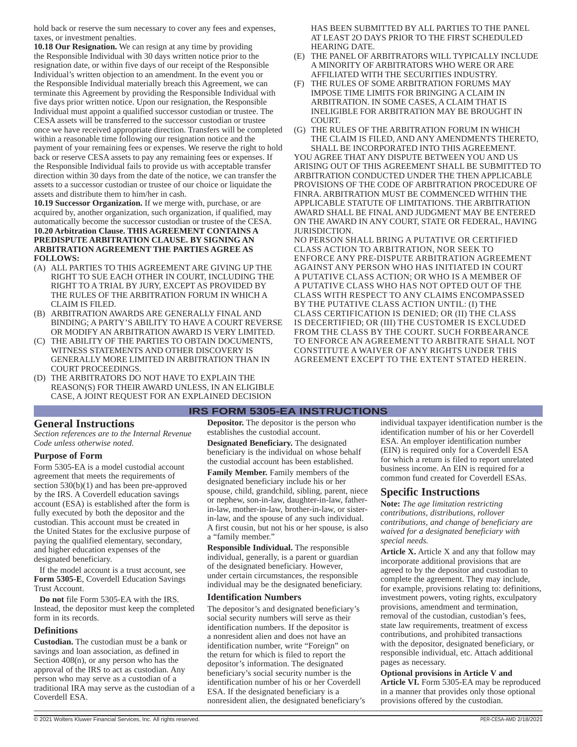hold back or reserve the sum necessary to cover any fees and expenses, taxes, or investment penalties.

**10.18 Our Resignation.** We can resign at any time by providing the Responsible Individual with 30 days written notice prior to the resignation date, or within five days of our receipt of the Responsible Individual's written objection to an amendment. In the event you or the Responsible Individual materially breach this Agreement, we can terminate this Agreement by providing the Responsible Individual with five days prior written notice. Upon our resignation, the Responsible Individual must appoint a qualified successor custodian or trustee. The CESA assets will be transferred to the successor custodian or trustee once we have received appropriate direction. Transfers will be completed within a reasonable time following our resignation notice and the payment of your remaining fees or expenses. We reserve the right to hold back or reserve CESA assets to pay any remaining fees or expenses. If the Responsible Individual fails to provide us with acceptable transfer direction within 30 days from the date of the notice, we can transfer the assets to a successor custodian or trustee of our choice or liquidate the assets and distribute them to him/her in cash.

**10.19 Successor Organization.** If we merge with, purchase, or are acquired by, another organization, such organization, if qualified, may automatically become the successor custodian or trustee of the CESA.

**10.20 Arbitration Clause. THIS AGREEMENT CONTAINS A PREDISPUTE ARBITRATION CLAUSE. BY SIGNING AN ARBITRATION AGREEMENT THE PARTIES AGREE AS FOLLOWS:**

(A) ALL PARTIES TO THIS AGREEMENT ARE GIVING UP THE RIGHT TO SUE EACH OTHER IN COURT, INCLUDING THE RIGHT TO A TRIAL BY JURY, EXCEPT AS PROVIDED BY THE RULES OF THE ARBITRATION FORUM IN WHICH A CLAIM IS FILED.

(B) ARBITRATION AWARDS ARE GENERALLY FINAL AND BINDING; A PARTY'S ABILITY TO HAVE A COURT REVERSE OR MODIFY AN ARBITRATION AWARD IS VERY LIMITED.

(C) THE ABILITY OF THE PARTIES TO OBTAIN DOCUMENTS, WITNESS STATEMENTS AND OTHER DISCOVERY IS GENERALLY MORE LIMITED IN ARBITRATION THAN IN COURT PROCEEDINGS.

(D) THE ARBITRATORS DO NOT HAVE TO EXPLAIN THE REASON(S) FOR THEIR AWARD UNLESS, IN AN ELIGIBLE CASE, A JOINT REQUEST FOR AN EXPLAINED DECISION HAS BEEN SUBMITTED BY ALL PARTIES TO THE PANEL AT LEAST 2O DAYS PRIOR TO THE FIRST SCHEDULED HEARING DATE.

(E) THE PANEL OF ARBITRATORS WILL TYPICALLY INCLUDE A MINORITY OF ARBITRATORS WHO WERE OR ARE AFFILIATED WITH THE SECURITIES INDUSTRY.

(F) THE RULES OF SOME ARBITRATION FORUMS MAY IMPOSE TIME LIMITS FOR BRINGING A CLAIM IN ARBITRATION. IN SOME CASES, A CLAIM THAT IS INELIGIBLE FOR ARBITRATION MAY BE BROUGHT IN COURT.

(G) THE RULES OF THE ARBITRATION FORUM IN WHICH THE CLAIM IS FILED, AND ANY AMENDMENTS THERETO, SHALL BE INCORPORATED INTO THIS AGREEMENT.

YOU AGREE THAT ANY DISPUTE BETWEEN YOU AND US ARISING OUT OF THIS AGREEMENT SHALL BE SUBMITTED TO ARBITRATION CONDUCTED UNDER THE THEN APPLICABLE PROVISIONS OF THE CODE OF ARBITRATION PROCEDURE OF FINRA. ARBITRATION MUST BE COMMENCED WITHIN THE APPLICABLE STATUTE OF LIMITATIONS. THE ARBITRATION AWARD SHALL BE FINAL AND JUDGMENT MAY BE ENTERED ON THE AWARD IN ANY COURT, STATE OR FEDERAL, HAVING JURISDICTION.

NO PERSON SHALL BRING A PUTATIVE OR CERTIFIED CLASS ACTION TO ARBITRATION, NOR SEEK TO ENFORCE ANY PRE-DISPUTE ARBITRATION AGREEMENT AGAINST ANY PERSON WHO HAS INITIATED IN COURT A PUTATIVE CLASS ACTION; OR WHO IS A MEMBER OF A PUTATIVE CLASS WHO HAS NOT OPTED OUT OF THE CLASS WITH RESPECT TO ANY CLAIMS ENCOMPASSED BY THE PUTATIVE CLASS ACTION UNTIL: (I) THE CLASS CERTIFICATION IS DENIED; OR (II) THE CLASS IS DECERTIFIED; OR (III) THE CUSTOMER IS EXCLUDED FROM THE CLASS BY THE COURT. SUCH FORBEARANCE TO ENFORCE AN AGREEMENT TO ARBITRATE SHALL NOT CONSTITUTE A WAIVER OF ANY RIGHTS UNDER THIS AGREEMENT EXCEPT TO THE EXTENT STATED HEREIN.

## IRS FORM 5305-EA INSTRUCTIONS

## General Instructions

*Section references are to the Internal Revenue Code unless otherwise noted.*

### Purpose of Form

Form 5305-EA is a model custodial account agreement that meets the requirements of section 530(b)(1) and has been pre-approved by the IRS. A Coverdell education savings account (ESA) is established after the form is fully executed by both the depositor and the custodian. This account must be created in the United States for the exclusive purpose of paying the qualified elementary, secondary, and higher education expenses of the designated beneficiary.

If the model account is a trust account, see **Form 5305-E**, Coverdell Education Savings Trust Account.

**Do not** file Form 5305-EA with the IRS. Instead, the depositor must keep the completed form in its records.

### Definitions

**Custodian.** The custodian must be a bank or savings and loan association, as defined in Section 408(n), or any person who has the approval of the IRS to act as custodian. Any person who may serve as a custodian of a traditional IRA may serve as the custodian of a Coverdell ESA.

**Depositor.** The depositor is the person who establishes the custodial account.

**Designated Beneficiary.** The designated beneficiary is the individual on whose behalf the custodial account has been established.

**Family Member.** Family members of the designated beneficiary include his or her spouse, child, grandchild, sibling, parent, niece or nephew, son-in-law, daughter-in-law, father-in-law, mother-in-law, brother-in-law, or sister-in-law, and the spouse of any such individual. A first cousin, but not his or her spouse, is also a "family member."

**Responsible Individual.** The responsible individual, generally, is a parent or guardian of the designated beneficiary. However, under certain circumstances, the responsible individual may be the designated beneficiary.

### Identification Numbers

The depositor's and designated beneficiary's social security numbers will serve as their identification numbers. If the depositor is a nonresident alien and does not have an identification number, write "Foreign" on the return for which is filed to report the depositor's information. The designated beneficiary's social security number is the identification number of his or her Coverdell ESA. If the designated beneficiary is a nonresident alien, the designated beneficiary's individual taxpayer identification number is the identification number of his or her Coverdell ESA. An employer identification number (EIN) is required only for a Coverdell ESA for which a return is filed to report unrelated business income. An EIN is required for a common fund created for Coverdell ESAs.

## Specific Instructions

**Note:** *The age limitation restricting contributions, distributions, rollover contributions, and change of beneficiary are waived for a designated beneficiary with special needs.*

**Article X.** Article X and any that follow may incorporate additional provisions that are agreed to by the depositor and custodian to complete the agreement. They may include, for example, provisions relating to: definitions, investment powers, voting rights, exculpatory provisions, amendment and termination, removal of the custodian, custodian's fees, state law requirements, treatment of excess contributions, and prohibited transactions with the depositor, designated beneficiary, or responsible individual, etc. Attach additional pages as necessary.

**Optional provisions in Article V and Article VI.** Form 5305-EA may be reproduced in a manner that provides only those optional provisions offered by the custodian.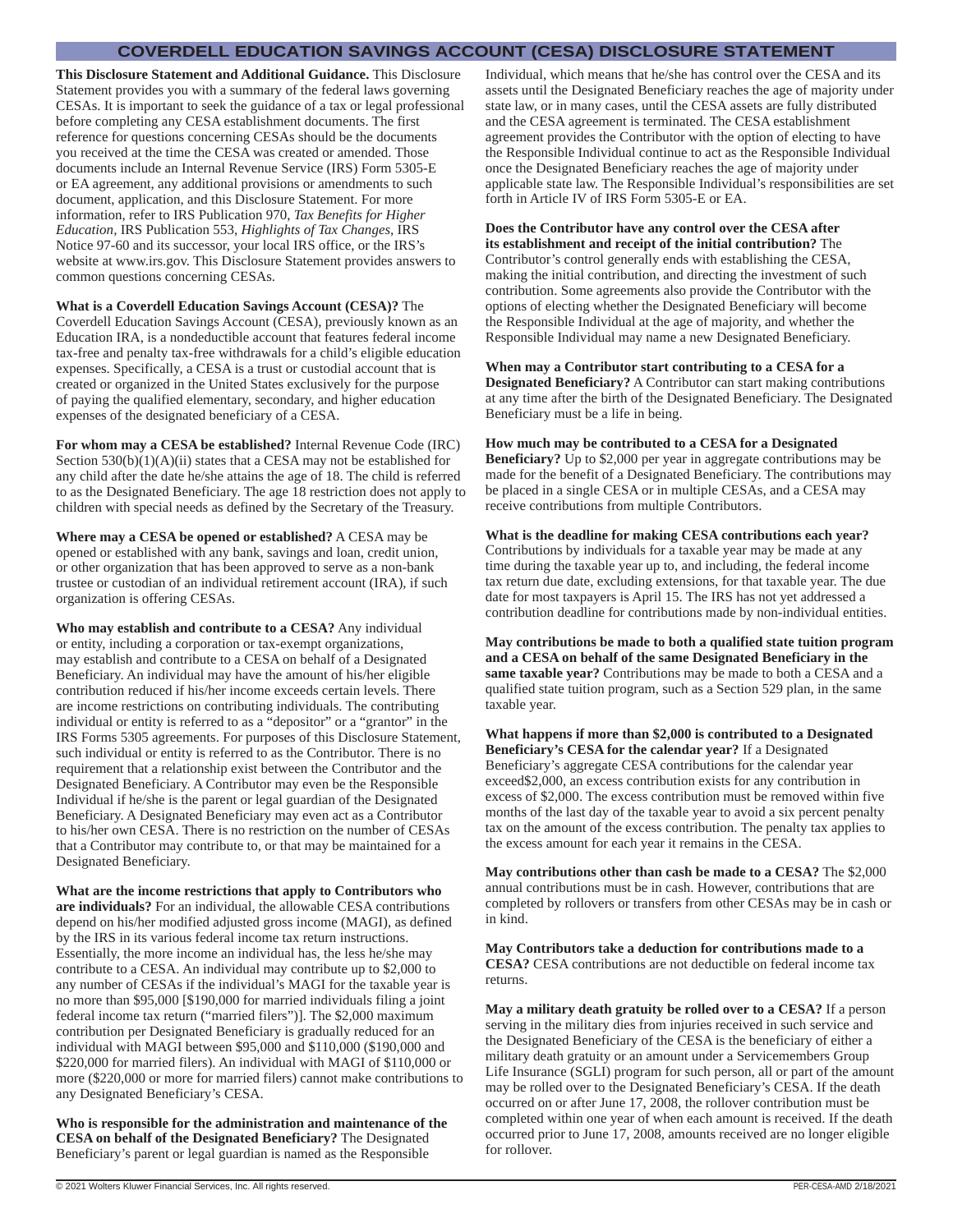## COVERDELL EDUCATION SAVINGS ACCOUNT (CESA) DISCLOSURE STATEMENT

**This Disclosure Statement and Additional Guidance.** This Disclosure Statement provides you with a summary of the federal laws governing CESAs. It is important to seek the guidance of a tax or legal professional before completing any CESA establishment documents. The first reference for questions concerning CESAs should be the documents you received at the time the CESA was created or amended. Those documents include an Internal Revenue Service (IRS) Form 5305-E or EA agreement, any additional provisions or amendments to such document, application, and this Disclosure Statement. For more information, refer to IRS Publication 970, *Tax Benefits for Higher Education,* IRS Publication 553, *Highlights of Tax Changes,* IRS Notice 97-60 and its successor, your local IRS office, or the IRS's website at www.irs.gov. This Disclosure Statement provides answers to common questions concerning CESAs.

**What is a Coverdell Education Savings Account (CESA)?** The Coverdell Education Savings Account (CESA), previously known as an Education IRA, is a nondeductible account that features federal income tax-free and penalty tax-free withdrawals for a child's eligible education expenses. Specifically, a CESA is a trust or custodial account that is created or organized in the United States exclusively for the purpose of paying the qualified elementary, secondary, and higher education expenses of the designated beneficiary of a CESA.

**For whom may a CESA be established?** Internal Revenue Code (IRC) Section 530(b)(1)(A)(ii) states that a CESA may not be established for any child after the date he/she attains the age of 18. The child is referred to as the Designated Beneficiary. The age 18 restriction does not apply to children with special needs as defined by the Secretary of the Treasury.

**Where may a CESA be opened or established?** A CESA may be opened or established with any bank, savings and loan, credit union, or other organization that has been approved to serve as a non-bank trustee or custodian of an individual retirement account (IRA), if such organization is offering CESAs.

**Who may establish and contribute to a CESA?** Any individual or entity, including a corporation or tax-exempt organizations, may establish and contribute to a CESA on behalf of a Designated Beneficiary. An individual may have the amount of his/her eligible contribution reduced if his/her income exceeds certain levels. There are income restrictions on contributing individuals. The contributing individual or entity is referred to as a "depositor" or a "grantor" in the IRS Forms 5305 agreements. For purposes of this Disclosure Statement, such individual or entity is referred to as the Contributor. There is no requirement that a relationship exist between the Contributor and the Designated Beneficiary. A Contributor may even be the Responsible Individual if he/she is the parent or legal guardian of the Designated Beneficiary. A Designated Beneficiary may even act as a Contributor to his/her own CESA. There is no restriction on the number of CESAs that a Contributor may contribute to, or that may be maintained for a Designated Beneficiary.

**What are the income restrictions that apply to Contributors who are individuals?** For an individual, the allowable CESA contributions depend on his/her modified adjusted gross income (MAGI), as defined by the IRS in its various federal income tax return instructions. Essentially, the more income an individual has, the less he/she may contribute to a CESA. An individual may contribute up to $2,000 to any number of CESAs if the individual's MAGI for the taxable year is no more than $95,000 [$190,000 for married individuals filing a joint federal income tax return ("married filers")]. The $2,000 maximum contribution per Designated Beneficiary is gradually reduced for an individual with MAGI between $95,000 and $110,000 ($190,000 and $220,000 for married filers). An individual with MAGI of $110,000 or more ($220,000 or more for married filers) cannot make contributions to any Designated Beneficiary's CESA.

**Who is responsible for the administration and maintenance of the CESA on behalf of the Designated Beneficiary?** The Designated Beneficiary's parent or legal guardian is named as the Responsible Individual, which means that he/she has control over the CESA and its assets until the Designated Beneficiary reaches the age of majority under state law, or in many cases, until the CESA assets are fully distributed and the CESA agreement is terminated. The CESA establishment agreement provides the Contributor with the option of electing to have the Responsible Individual continue to act as the Responsible Individual once the Designated Beneficiary reaches the age of majority under applicable state law. The Responsible Individual's responsibilities are set forth in Article IV of IRS Form 5305-E or EA.

**Does the Contributor have any control over the CESA after its establishment and receipt of the initial contribution?** The Contributor's control generally ends with establishing the CESA, making the initial contribution, and directing the investment of such contribution. Some agreements also provide the Contributor with the options of electing whether the Designated Beneficiary will become the Responsible Individual at the age of majority, and whether the Responsible Individual may name a new Designated Beneficiary.

**When may a Contributor start contributing to a CESA for a Designated Beneficiary?** A Contributor can start making contributions at any time after the birth of the Designated Beneficiary. The Designated Beneficiary must be a life in being.

**How much may be contributed to a CESA for a Designated Beneficiary?** Up to $2,000 per year in aggregate contributions may be made for the benefit of a Designated Beneficiary. The contributions may be placed in a single CESA or in multiple CESAs, and a CESA may receive contributions from multiple Contributors.

**What is the deadline for making CESA contributions each year?** Contributions by individuals for a taxable year may be made at any time during the taxable year up to, and including, the federal income tax return due date, excluding extensions, for that taxable year. The due date for most taxpayers is April 15. The IRS has not yet addressed a contribution deadline for contributions made by non-individual entities.

**May contributions be made to both a qualified state tuition program and a CESA on behalf of the same Designated Beneficiary in the same taxable year?** Contributions may be made to both a CESA and a qualified state tuition program, such as a Section 529 plan, in the same taxable year.

**What happens if more than $2,000 is contributed to a Designated Beneficiary's CESA for the calendar year?** If a Designated Beneficiary's aggregate CESA contributions for the calendar year exceed$2,000, an excess contribution exists for any contribution in excess of $2,000. The excess contribution must be removed within five months of the last day of the taxable year to avoid a six percent penalty tax on the amount of the excess contribution. The penalty tax applies to the excess amount for each year it remains in the CESA.

**May contributions other than cash be made to a CESA?** The $2,000 annual contributions must be in cash. However, contributions that are completed by rollovers or transfers from other CESAs may be in cash or in kind.

**May Contributors take a deduction for contributions made to a CESA?** CESA contributions are not deductible on federal income tax returns.

**May a military death gratuity be rolled over to a CESA?** If a person serving in the military dies from injuries received in such service and the Designated Beneficiary of the CESA is the beneficiary of either a military death gratuity or an amount under a Servicemembers Group Life Insurance (SGLI) program for such person, all or part of the amount may be rolled over to the Designated Beneficiary's CESA. If the death occurred on or after June 17, 2008, the rollover contribution must be completed within one year of when each amount is received. If the death occurred prior to June 17, 2008, amounts received are no longer eligible for rollover.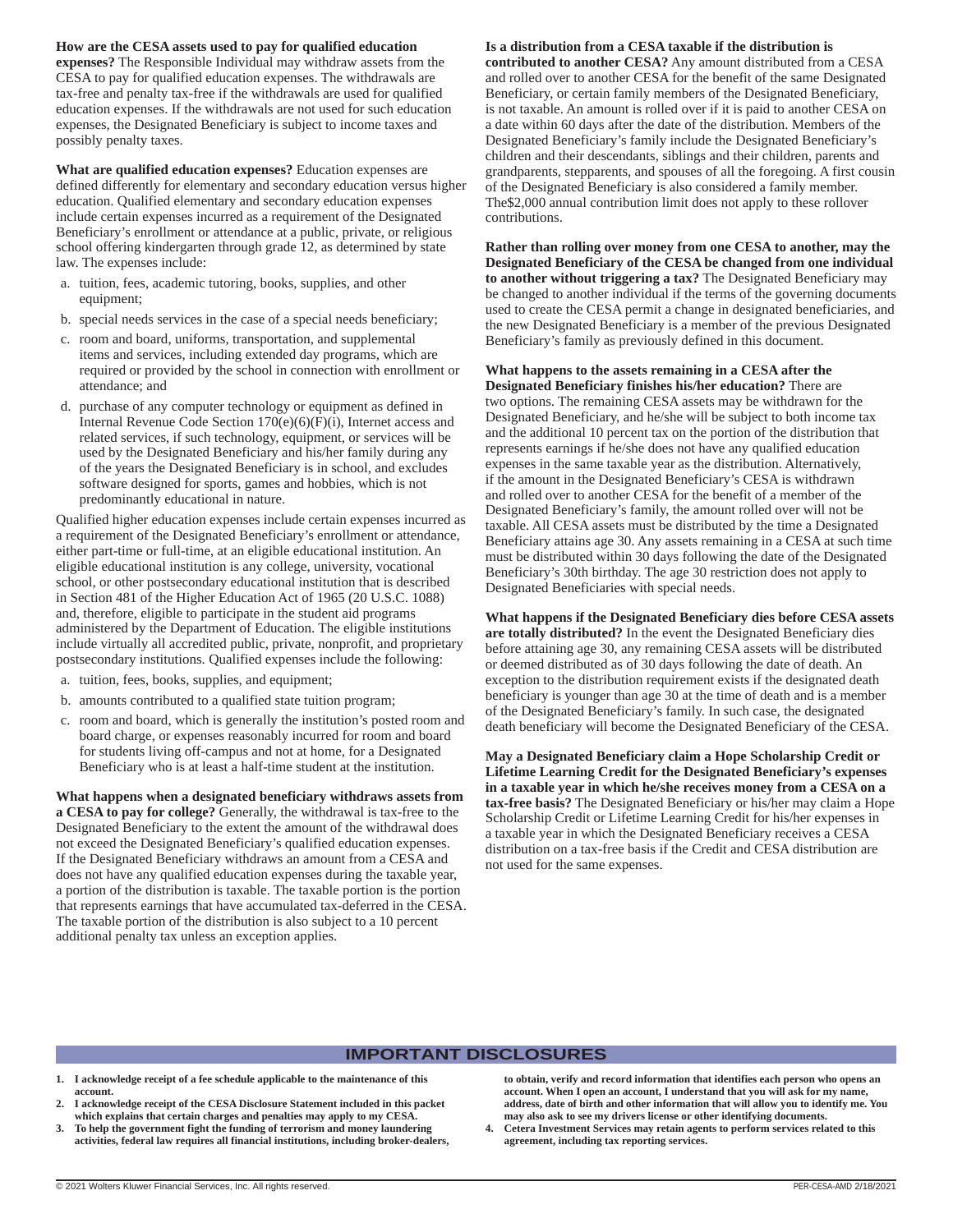**How are the CESA assets used to pay for qualified education expenses?** The Responsible Individual may withdraw assets from the CESA to pay for qualified education expenses. The withdrawals are tax-free and penalty tax-free if the withdrawals are used for qualified education expenses. If the withdrawals are not used for such education expenses, the Designated Beneficiary is subject to income taxes and possibly penalty taxes.

**What are qualified education expenses?** Education expenses are defined differently for elementary and secondary education versus higher education. Qualified elementary and secondary education expenses include certain expenses incurred as a requirement of the Designated Beneficiary's enrollment or attendance at a public, private, or religious school offering kindergarten through grade 12, as determined by state law. The expenses include:

a. tuition, fees, academic tutoring, books, supplies, and other equipment;
b. special needs services in the case of a special needs beneficiary;
c. room and board, uniforms, transportation, and supplemental items and services, including extended day programs, which are required or provided by the school in connection with enrollment or attendance; and
d. purchase of any computer technology or equipment as defined in Internal Revenue Code Section 170(e)(6)(F)(i), Internet access and related services, if such technology, equipment, or services will be used by the Designated Beneficiary and his/her family during any of the years the Designated Beneficiary is in school, and excludes software designed for sports, games and hobbies, which is not predominantly educational in nature.

Qualified higher education expenses include certain expenses incurred as a requirement of the Designated Beneficiary's enrollment or attendance, either part-time or full-time, at an eligible educational institution. An eligible educational institution is any college, university, vocational school, or other postsecondary educational institution that is described in Section 481 of the Higher Education Act of 1965 (20 U.S.C. 1088) and, therefore, eligible to participate in the student aid programs administered by the Department of Education. The eligible institutions include virtually all accredited public, private, nonprofit, and proprietary postsecondary institutions. Qualified expenses include the following:

a. tuition, fees, books, supplies, and equipment;
b. amounts contributed to a qualified state tuition program;
c. room and board, which is generally the institution's posted room and board charge, or expenses reasonably incurred for room and board for students living off-campus and not at home, for a Designated Beneficiary who is at least a half-time student at the institution.

**What happens when a designated beneficiary withdraws assets from a CESA to pay for college?** Generally, the withdrawal is tax-free to the Designated Beneficiary to the extent the amount of the withdrawal does not exceed the Designated Beneficiary's qualified education expenses. If the Designated Beneficiary withdraws an amount from a CESA and does not have any qualified education expenses during the taxable year, a portion of the distribution is taxable. The taxable portion is the portion that represents earnings that have accumulated tax-deferred in the CESA. The taxable portion of the distribution is also subject to a 10 percent additional penalty tax unless an exception applies.

**Is a distribution from a CESA taxable if the distribution is contributed to another CESA?** Any amount distributed from a CESA and rolled over to another CESA for the benefit of the same Designated Beneficiary, or certain family members of the Designated Beneficiary, is not taxable. An amount is rolled over if it is paid to another CESA on a date within 60 days after the date of the distribution. Members of the Designated Beneficiary's family include the Designated Beneficiary's children and their descendants, siblings and their children, parents and grandparents, stepparents, and spouses of all the foregoing. A first cousin of the Designated Beneficiary is also considered a family member. The$2,000 annual contribution limit does not apply to these rollover contributions.

**Rather than rolling over money from one CESA to another, may the Designated Beneficiary of the CESA be changed from one individual to another without triggering a tax?** The Designated Beneficiary may be changed to another individual if the terms of the governing documents used to create the CESA permit a change in designated beneficiaries, and the new Designated Beneficiary is a member of the previous Designated Beneficiary's family as previously defined in this document.

**What happens to the assets remaining in a CESA after the Designated Beneficiary finishes his/her education?** There are two options. The remaining CESA assets may be withdrawn for the Designated Beneficiary, and he/she will be subject to both income tax and the additional 10 percent tax on the portion of the distribution that represents earnings if he/she does not have any qualified education expenses in the same taxable year as the distribution. Alternatively, if the amount in the Designated Beneficiary's CESA is withdrawn and rolled over to another CESA for the benefit of a member of the Designated Beneficiary's family, the amount rolled over will not be taxable. All CESA assets must be distributed by the time a Designated Beneficiary attains age 30. Any assets remaining in a CESA at such time must be distributed within 30 days following the date of the Designated Beneficiary's 30th birthday. The age 30 restriction does not apply to Designated Beneficiaries with special needs.

**What happens if the Designated Beneficiary dies before CESA assets are totally distributed?** In the event the Designated Beneficiary dies before attaining age 30, any remaining CESA assets will be distributed or deemed distributed as of 30 days following the date of death. An exception to the distribution requirement exists if the designated death beneficiary is younger than age 30 at the time of death and is a member of the Designated Beneficiary's family. In such case, the designated death beneficiary will become the Designated Beneficiary of the CESA.

**May a Designated Beneficiary claim a Hope Scholarship Credit or Lifetime Learning Credit for the Designated Beneficiary's expenses in a taxable year in which he/she receives money from a CESA on a tax-free basis?** The Designated Beneficiary or his/her may claim a Hope Scholarship Credit or Lifetime Learning Credit for his/her expenses in a taxable year in which the Designated Beneficiary receives a CESA distribution on a tax-free basis if the Credit and CESA distribution are not used for the same expenses.

## IMPORTANT DISCLOSURES

1. **I acknowledge receipt of a fee schedule applicable to the maintenance of this account.**
2. **I acknowledge receipt of the CESA Disclosure Statement included in this packet which explains that certain charges and penalties may apply to my CESA.**
3. **To help the government fight the funding of terrorism and money laundering activities, federal law requires all financial institutions, including broker-dealers, to obtain, verify and record information that identifies each person who opens an account. When I open an account, I understand that you will ask for my name, address, date of birth and other information that will allow you to identify me. You may also ask to see my drivers license or other identifying documents.**
4. **Cetera Investment Services may retain agents to perform services related to this agreement, including tax reporting services.**

© 2021 Wolters Kluwer Financial Services, Inc. All rights reserved. PER-CESA-AMD 2/18/2021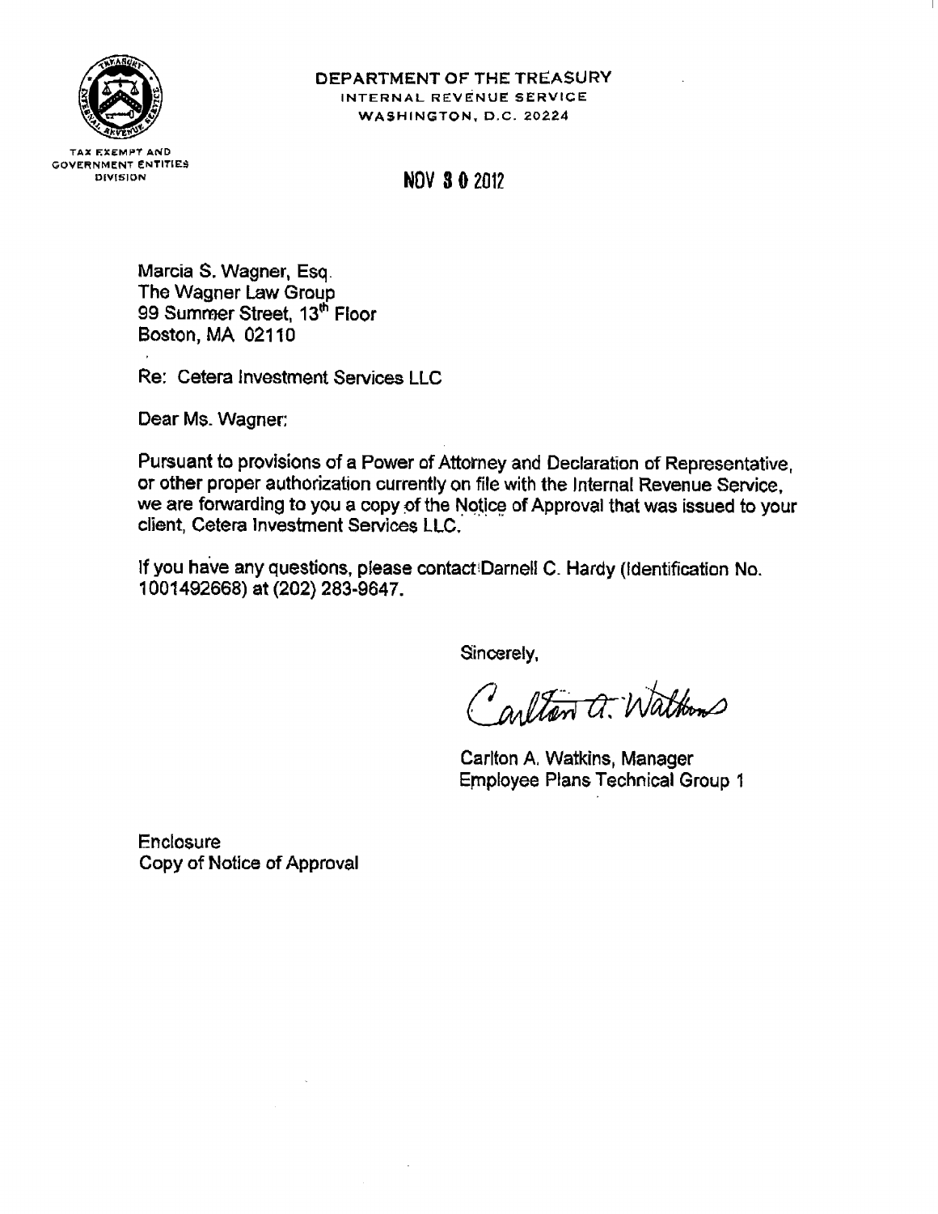**DEPARTMENT OF THE TREASURY**
INTERNAL REVENUE SERVICE
WASHINGTON, D.C. 20224

TAX EXEMPT AND GOVERNMENT ENTITIES DIVISION

NOV 30 2012

Marcia S. Wagner, Esq.
The Wagner Law Group
99 Summer Street, 13th Floor
Boston, MA 02110

Re: Cetera Investment Services LLC

Dear Ms. Wagner:

Pursuant to provisions of a Power of Attorney and Declaration of Representative, or other proper authorization currently on file with the Internal Revenue Service, we are forwarding to you a copy of the Notice of Approval that was issued to your client, Cetera Investment Services LLC.

If you have any questions, please contact Darnell C. Hardy (Identification No. 1001492668) at (202) 283-9647.

Sincerely,

Carlton A. Watkins

Carlton A. Watkins, Manager
Employee Plans Technical Group 1

Enclosure
Copy of Notice of Approval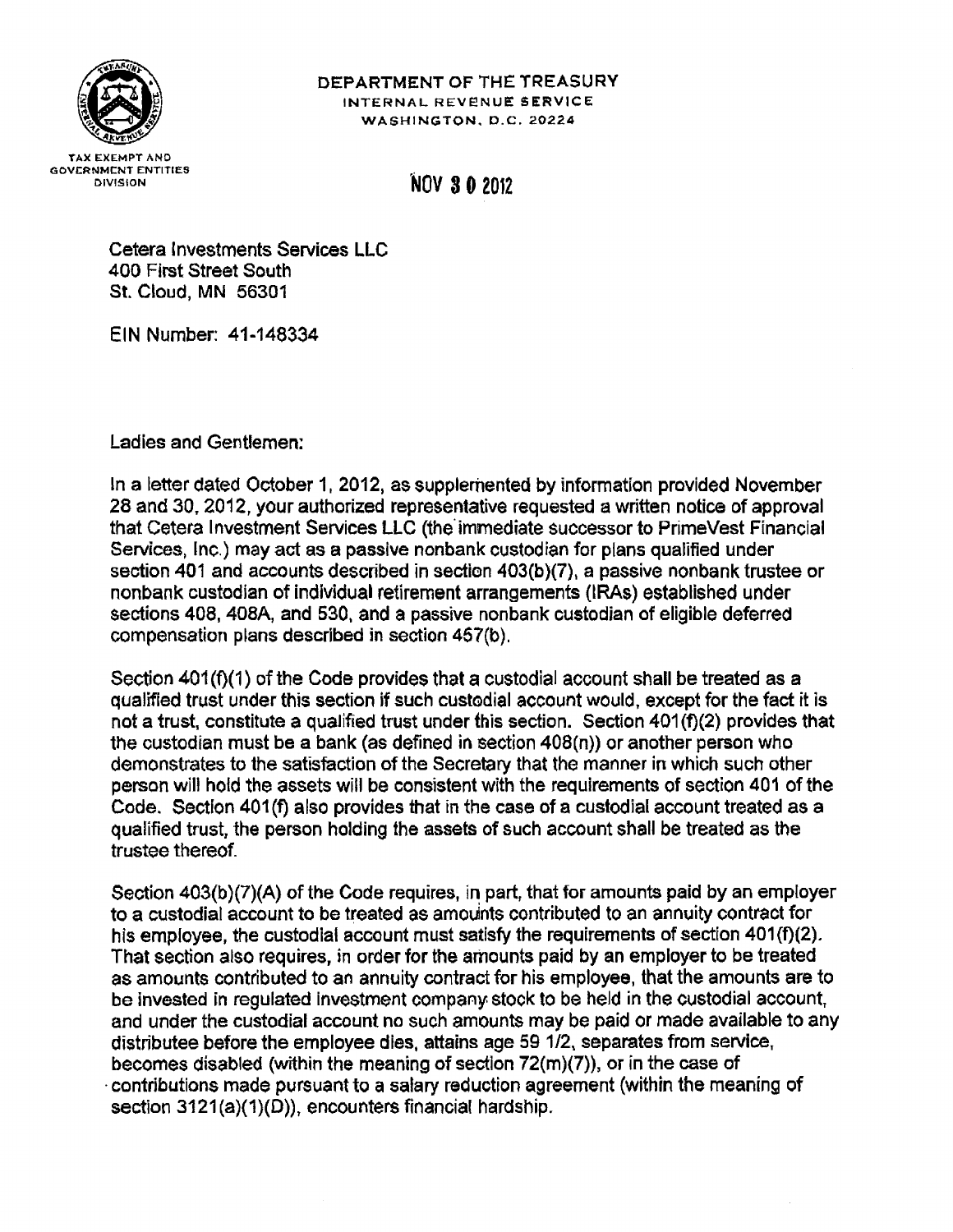DEPARTMENT OF THE TREASURY
INTERNAL REVENUE SERVICE
WASHINGTON, D.C. 20224

TAX EXEMPT AND GOVERNMENT ENTITIES DIVISION

NOV 30 2012

Cetera Investments Services LLC
400 First Street South
St. Cloud, MN 56301

EIN Number: 41-148334

Ladies and Gentlemen:

In a letter dated October 1, 2012, as supplemented by information provided November 28 and 30, 2012, your authorized representative requested a written notice of approval that Cetera Investment Services LLC (the immediate successor to PrimeVest Financial Services, Inc.) may act as a passive nonbank custodian for plans qualified under section 401 and accounts described in section 403(b)(7), a passive nonbank trustee or nonbank custodian of individual retirement arrangements (IRAs) established under sections 408, 408A, and 530, and a passive nonbank custodian of eligible deferred compensation plans described in section 457(b).

Section 401(f)(1) of the Code provides that a custodial account shall be treated as a qualified trust under this section if such custodial account would, except for the fact it is not a trust, constitute a qualified trust under this section. Section 401(f)(2) provides that the custodian must be a bank (as defined in section 408(n)) or another person who demonstrates to the satisfaction of the Secretary that the manner in which such other person will hold the assets will be consistent with the requirements of section 401 of the Code. Section 401(f) also provides that in the case of a custodial account treated as a qualified trust, the person holding the assets of such account shall be treated as the trustee thereof.

Section 403(b)(7)(A) of the Code requires, in part, that for amounts paid by an employer to a custodial account to be treated as amounts contributed to an annuity contract for his employee, the custodial account must satisfy the requirements of section 401(f)(2). That section also requires, in order for the amounts paid by an employer to be treated as amounts contributed to an annuity contract for his employee, that the amounts are to be invested in regulated investment company stock to be held in the custodial account, and under the custodial account no such amounts may be paid or made available to any distributee before the employee dies, attains age 59 1/2, separates from service, becomes disabled (within the meaning of section 72(m)(7)), or in the case of contributions made pursuant to a salary reduction agreement (within the meaning of section 3121(a)(1)(D)), encounters financial hardship.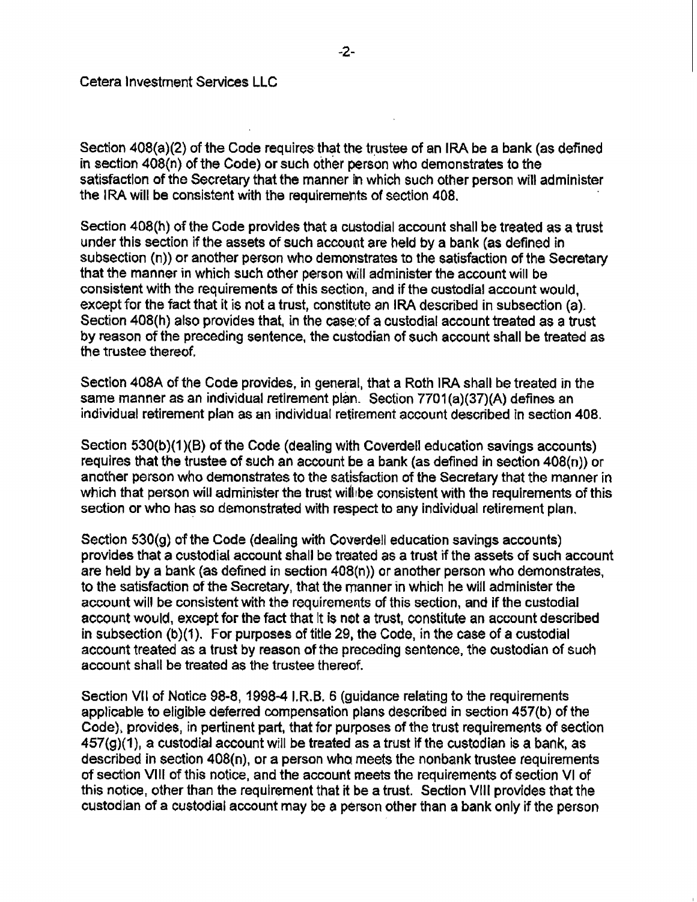Cetera Investment Services LLC

Section 408(a)(2) of the Code requires that the trustee of an IRA be a bank (as defined in section 408(n) of the Code) or such other person who demonstrates to the satisfaction of the Secretary that the manner in which such other person will administer the IRA will be consistent with the requirements of section 408.

Section 408(h) of the Code provides that a custodial account shall be treated as a trust under this section if the assets of such account are held by a bank (as defined in subsection (n)) or another person who demonstrates to the satisfaction of the Secretary that the manner in which such other person will administer the account will be consistent with the requirements of this section, and if the custodial account would, except for the fact that it is not a trust, constitute an IRA described in subsection (a). Section 408(h) also provides that, in the case of a custodial account treated as a trust by reason of the preceding sentence, the custodian of such account shall be treated as the trustee thereof.

Section 408A of the Code provides, in general, that a Roth IRA shall be treated in the same manner as an individual retirement plan. Section 7701(a)(37)(A) defines an individual retirement plan as an individual retirement account described in section 408.

Section 530(b)(1)(B) of the Code (dealing with Coverdell education savings accounts) requires that the trustee of such an account be a bank (as defined in section 408(n)) or another person who demonstrates to the satisfaction of the Secretary that the manner in which that person will administer the trust will be consistent with the requirements of this section or who has so demonstrated with respect to any individual retirement plan.

Section 530(g) of the Code (dealing with Coverdell education savings accounts) provides that a custodial account shall be treated as a trust if the assets of such account are held by a bank (as defined in section 408(n)) or another person who demonstrates, to the satisfaction of the Secretary, that the manner in which he will administer the account will be consistent with the requirements of this section, and if the custodial account would, except for the fact that it is not a trust, constitute an account described in subsection (b)(1). For purposes of title 29, the Code, in the case of a custodial account treated as a trust by reason of the preceding sentence, the custodian of such account shall be treated as the trustee thereof.

Section VII of Notice 98-8, 1998-4 I.R.B. 6 (guidance relating to the requirements applicable to eligible deferred compensation plans described in section 457(b) of the Code), provides, in pertinent part, that for purposes of the trust requirements of section 457(g)(1), a custodial account will be treated as a trust if the custodian is a bank, as described in section 408(n), or a person who meets the nonbank trustee requirements of section VIII of this notice, and the account meets the requirements of section VI of this notice, other than the requirement that it be a trust. Section VIII provides that the custodian of a custodial account may be a person other than a bank only if the person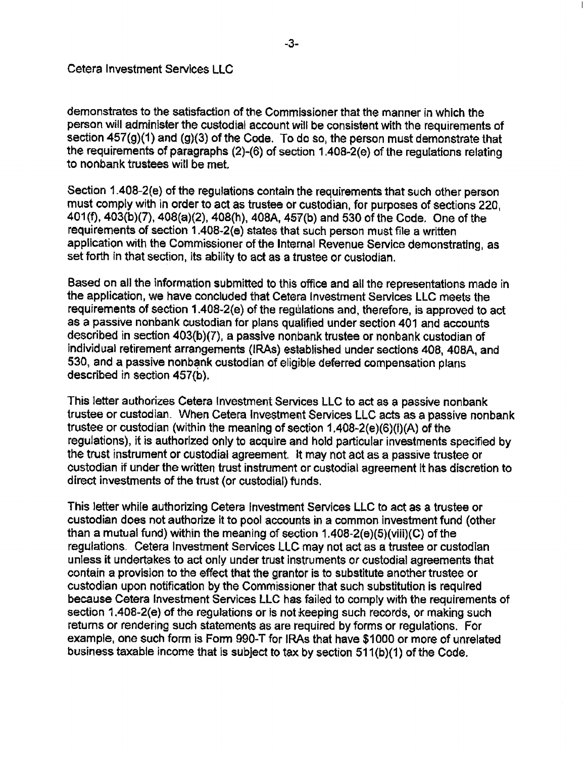Cetera Investment Services LLC

demonstrates to the satisfaction of the Commissioner that the manner in which the person will administer the custodial account will be consistent with the requirements of section 457(g)(1) and (g)(3) of the Code. To do so, the person must demonstrate that the requirements of paragraphs (2)-(6) of section 1.408-2(e) of the regulations relating to nonbank trustees will be met.

Section 1.408-2(e) of the regulations contain the requirements that such other person must comply with in order to act as trustee or custodian, for purposes of sections 220, 401(f), 403(b)(7), 408(a)(2), 408(h), 408A, 457(b) and 530 of the Code. One of the requirements of section 1.408-2(e) states that such person must file a written application with the Commissioner of the Internal Revenue Service demonstrating, as set forth in that section, its ability to act as a trustee or custodian.

Based on all the information submitted to this office and all the representations made in the application, we have concluded that Cetera Investment Services LLC meets the requirements of section 1.408-2(e) of the regulations and, therefore, is approved to act as a passive nonbank custodian for plans qualified under section 401 and accounts described in section 403(b)(7), a passive nonbank trustee or nonbank custodian of individual retirement arrangements (IRAs) established under sections 408, 408A, and 530, and a passive nonbank custodian of eligible deferred compensation plans described in section 457(b).

This letter authorizes Cetera Investment Services LLC to act as a passive nonbank trustee or custodian. When Cetera Investment Services LLC acts as a passive nonbank trustee or custodian (within the meaning of section 1.408-2(e)(6)(i)(A) of the regulations), it is authorized only to acquire and hold particular investments specified by the trust instrument or custodial agreement. It may not act as a passive trustee or custodian if under the written trust instrument or custodial agreement it has discretion to direct investments of the trust (or custodial) funds.

This letter while authorizing Cetera Investment Services LLC to act as a trustee or custodian does not authorize it to pool accounts in a common investment fund (other than a mutual fund) within the meaning of section 1.408-2(e)(5)(viii)(C) of the regulations. Cetera Investment Services LLC may not act as a trustee or custodian unless it undertakes to act only under trust instruments or custodial agreements that contain a provision to the effect that the grantor is to substitute another trustee or custodian upon notification by the Commissioner that such substitution is required because Cetera Investment Services LLC has failed to comply with the requirements of section 1.408-2(e) of the regulations or is not keeping such records, or making such returns or rendering such statements as are required by forms or regulations. For example, one such form is Form 990-T for IRAs that have $1000 or more of unrelated business taxable income that is subject to tax by section 511(b)(1) of the Code.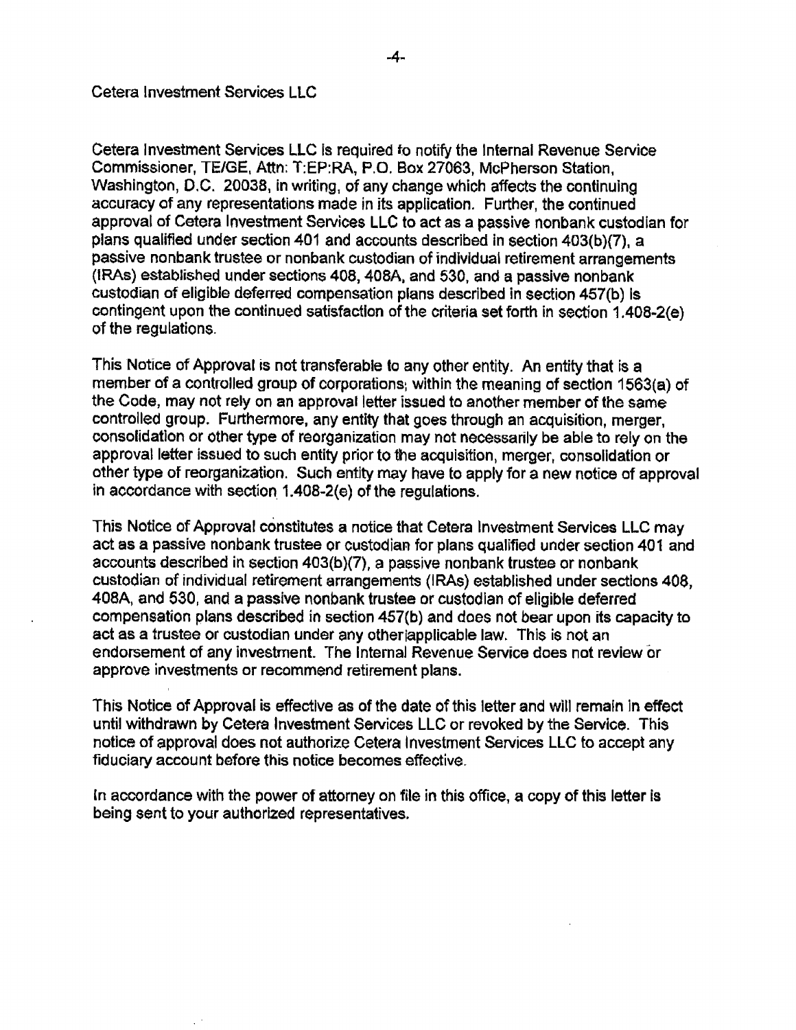Cetera Investment Services LLC

Cetera Investment Services LLC is required to notify the Internal Revenue Service Commissioner, TE/GE, Attn: T:EP:RA, P.O. Box 27063, McPherson Station, Washington, D.C. 20038, in writing, of any change which affects the continuing accuracy of any representations made in its application. Further, the continued approval of Cetera Investment Services LLC to act as a passive nonbank custodian for plans qualified under section 401 and accounts described in section 403(b)(7), a passive nonbank trustee or nonbank custodian of individual retirement arrangements (IRAs) established under sections 408, 408A, and 530, and a passive nonbank custodian of eligible deferred compensation plans described in section 457(b) is contingent upon the continued satisfaction of the criteria set forth in section 1.408-2(e) of the regulations.

This Notice of Approval is not transferable to any other entity. An entity that is a member of a controlled group of corporations, within the meaning of section 1563(a) of the Code, may not rely on an approval letter issued to another member of the same controlled group. Furthermore, any entity that goes through an acquisition, merger, consolidation or other type of reorganization may not necessarily be able to rely on the approval letter issued to such entity prior to the acquisition, merger, consolidation or other type of reorganization. Such entity may have to apply for a new notice of approval in accordance with section 1.408-2(e) of the regulations.

This Notice of Approval constitutes a notice that Cetera Investment Services LLC may act as a passive nonbank trustee or custodian for plans qualified under section 401 and accounts described in section 403(b)(7), a passive nonbank trustee or nonbank custodian of individual retirement arrangements (IRAs) established under sections 408, 408A, and 530, and a passive nonbank trustee or custodian of eligible deferred compensation plans described in section 457(b) and does not bear upon its capacity to act as a trustee or custodian under any other applicable law. This is not an endorsement of any investment. The Internal Revenue Service does not review or approve investments or recommend retirement plans.

This Notice of Approval is effective as of the date of this letter and will remain in effect until withdrawn by Cetera Investment Services LLC or revoked by the Service. This notice of approval does not authorize Cetera Investment Services LLC to accept any fiduciary account before this notice becomes effective.

In accordance with the power of attorney on file in this office, a copy of this letter is being sent to your authorized representatives.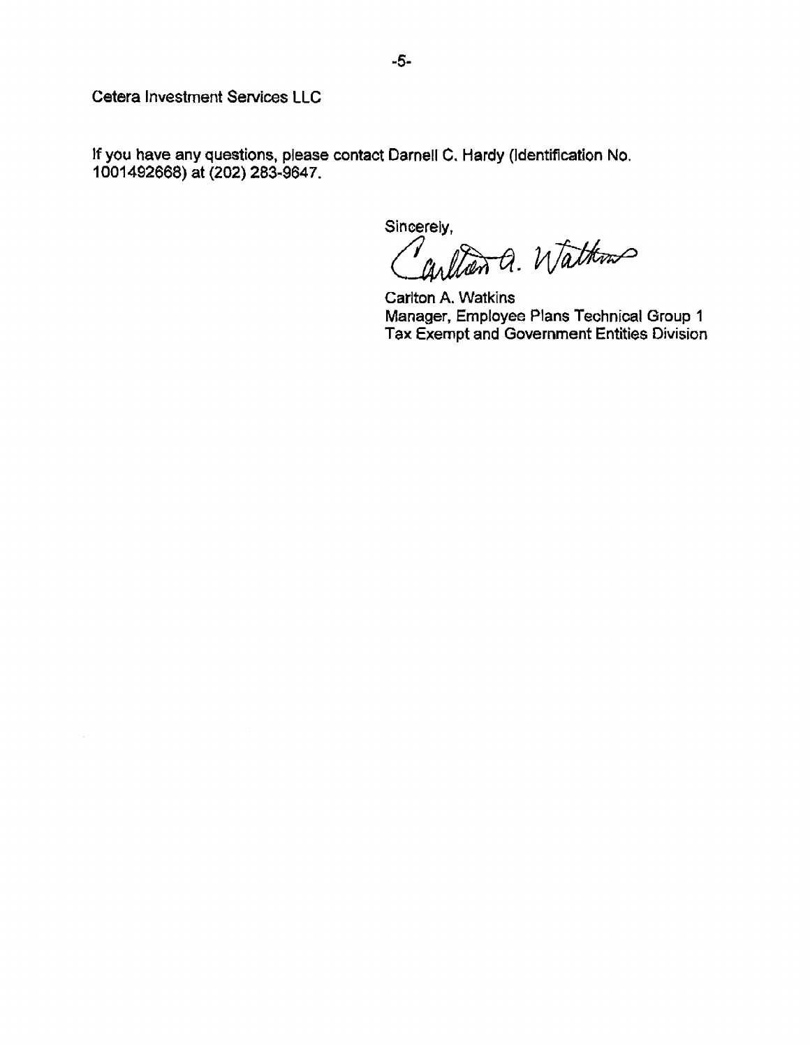Cetera Investment Services LLC

If you have any questions, please contact Darnell C. Hardy (Identification No. 1001492668) at (202) 283-9647.

Sincerely,

Carlton A. Watkins

Carlton A. Watkins
Manager, Employee Plans Technical Group 1
Tax Exempt and Government Entities Division